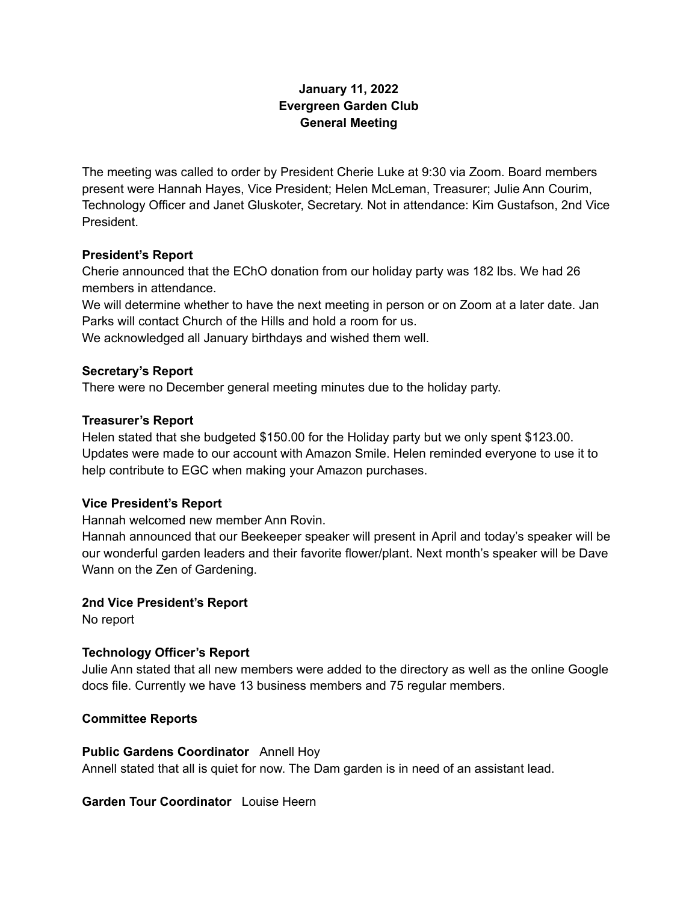# January 11, 2022
# Evergreen Garden Club
# General Meeting

The meeting was called to order by President Cherie Luke at 9:30 via Zoom. Board members present were Hannah Hayes, Vice President; Helen McLeman, Treasurer; Julie Ann Courim, Technology Officer and Janet Gluskoter, Secretary. Not in attendance: Kim Gustafson, 2nd Vice President.

**President's Report**

Cherie announced that the EChO donation from our holiday party was 182 lbs. We had 26 members in attendance.

We will determine whether to have the next meeting in person or on Zoom at a later date. Jan Parks will contact Church of the Hills and hold a room for us.

We acknowledged all January birthdays and wished them well.

**Secretary's Report**

There were no December general meeting minutes due to the holiday party.

**Treasurer's Report**

Helen stated that she budgeted $150.00 for the Holiday party but we only spent $123.00. Updates were made to our account with Amazon Smile. Helen reminded everyone to use it to help contribute to EGC when making your Amazon purchases.

**Vice President's Report**

Hannah welcomed new member Ann Rovin.

Hannah announced that our Beekeeper speaker will present in April and today's speaker will be our wonderful garden leaders and their favorite flower/plant. Next month's speaker will be Dave Wann on the Zen of Gardening.

**2nd Vice President's Report**

No report

**Technology Officer's Report**

Julie Ann stated that all new members were added to the directory as well as the online Google docs file. Currently we have 13 business members and 75 regular members.

**Committee Reports**

**Public Gardens Coordinator** Annell Hoy

Annell stated that all is quiet for now. The Dam garden is in need of an assistant lead.

**Garden Tour Coordinator** Louise Heern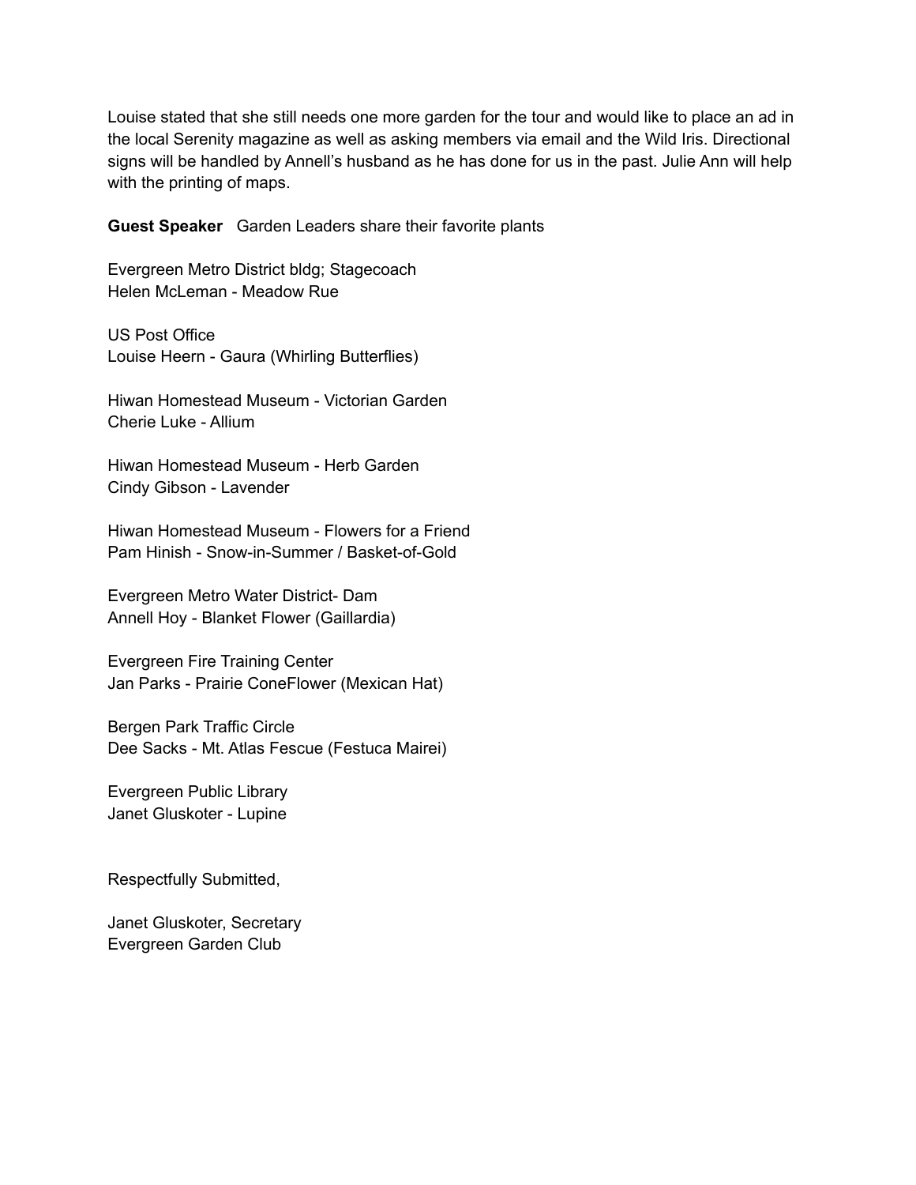Louise stated that she still needs one more garden for the tour and would like to place an ad in the local Serenity magazine as well as asking members via email and the Wild Iris. Directional signs will be handled by Annell's husband as he has done for us in the past. Julie Ann will help with the printing of maps.

**Guest Speaker** Garden Leaders share their favorite plants

Evergreen Metro District bldg; Stagecoach
Helen McLeman - Meadow Rue

US Post Office
Louise Heern - Gaura (Whirling Butterflies)

Hiwan Homestead Museum - Victorian Garden
Cherie Luke - Allium

Hiwan Homestead Museum - Herb Garden
Cindy Gibson - Lavender

Hiwan Homestead Museum - Flowers for a Friend
Pam Hinish - Snow-in-Summer / Basket-of-Gold

Evergreen Metro Water District- Dam
Annell Hoy - Blanket Flower (Gaillardia)

Evergreen Fire Training Center
Jan Parks - Prairie ConeFlower (Mexican Hat)

Bergen Park Traffic Circle
Dee Sacks - Mt. Atlas Fescue (Festuca Mairei)

Evergreen Public Library
Janet Gluskoter - Lupine

Respectfully Submitted,

Janet Gluskoter, Secretary
Evergreen Garden Club